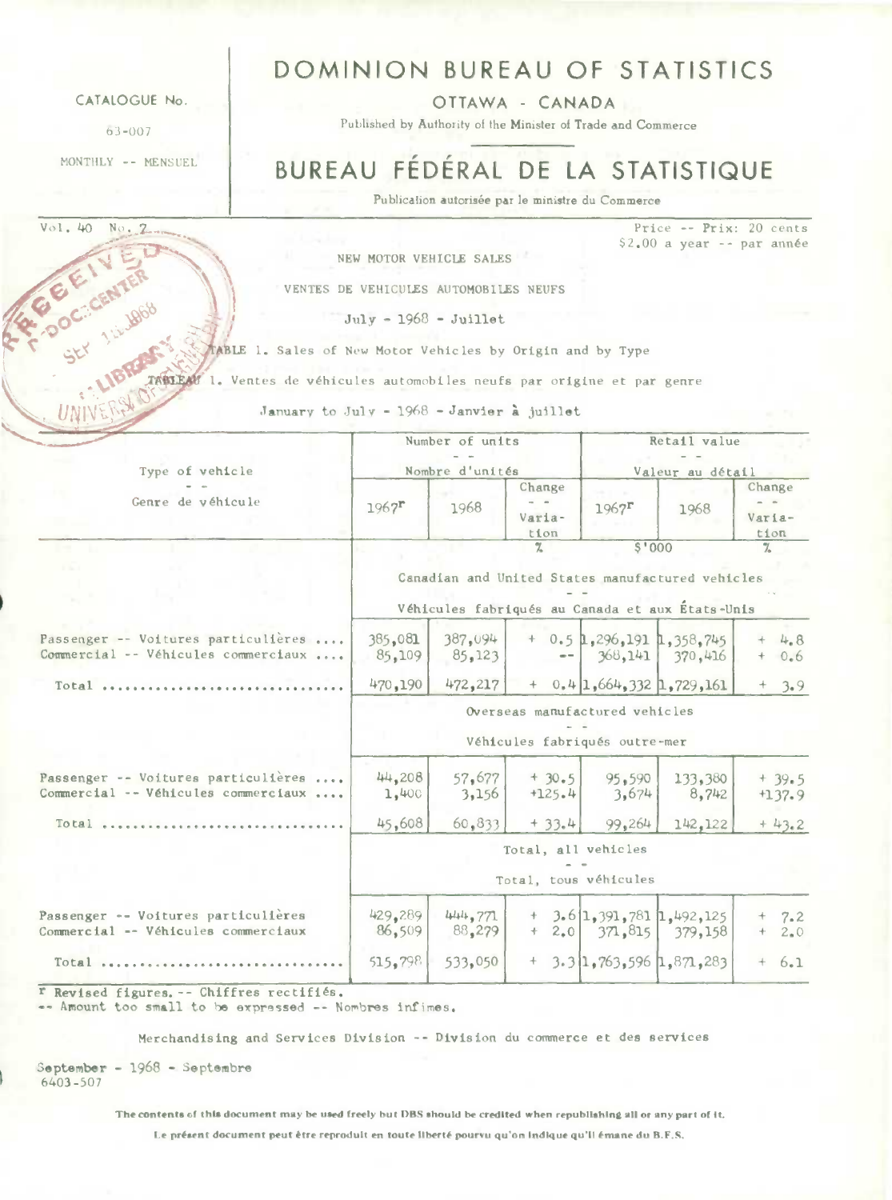CATALOGUE No.

63-007

MONTHLY -- MENSUEL

# DOMINION BUREAU OF STATISTICS

OTTAWA - CANADA

Published by Authority of the Minister of Trade and Commerce

# BUREAU FÉDÉRAL DE LA STATISTIQUE

Publication autorisée par le ministre du Commerce

Vol. 40 No. 7

Price -- Prix: 20 cents
$2.00 a year -- par année

## NEW MOTOR VEHICLE SALES

## VENTES DE VEHICULES AUTOMOBILES NEUFS

July - 1968 - Juillet

TABLE 1. Sales of New Motor Vehicles by Origin and by Type

TABLEAU 1. Ventes de véhicules automobiles neufs par origine et par genre

January to July - 1968 - Janvier à juillet

| Type of vehicle -- Genre de véhicule | Number of units -- Nombre d'unités | | | Retail value -- Valeur au détail | | |
|---|---|---|---|---|---|---|
| | 1967[r] | 1968 | Change -- Variation | 1967[r] | 1968 | Change -- Variation |
| | | | % | $'000 | | % |
| | Canadian and United States manufactured vehicles -- Véhicules fabriqués au Canada et aux États-Unis | | | | | |
| Passenger -- Voitures particulières .... | 385,081 | 387,094 | + 0.5 | 1,296,191 | 1,358,745 | + 4.8 |
| Commercial -- Véhicules commerciaux .... | 85,109 | 85,123 | -- | 368,141 | 370,416 | + 0.6 |
| Total .............................. | 470,190 | 472,217 | + 0.4 | 1,664,332 | 1,729,161 | + 3.9 |
| | Overseas manufactured vehicles -- Véhicules fabriqués outre-mer | | | | | |
| Passenger -- Voitures particulières .... | 44,208 | 57,677 | + 30.5 | 95,590 | 133,380 | + 39.5 |
| Commercial -- Véhicules commerciaux .... | 1,400 | 3,156 | +125.4 | 3,674 | 8,742 | +137.9 |
| Total .............................. | 45,608 | 60,833 | + 33.4 | 99,264 | 142,122 | + 43.2 |
| | Total, all vehicles -- Total, tous véhicules | | | | | |
| Passenger -- Voitures particulières | 429,289 | 444,771 | + 3.6 | 1,391,781 | 1,492,125 | + 7.2 |
| Commercial -- Véhicules commerciaux | 86,509 | 88,279 | + 2.0 | 371,815 | 379,158 | + 2.0 |
| Total .............................. | 515,798 | 533,050 | + 3.3 | 1,763,596 | 1,871,283 | + 6.1 |

r Revised figures. -- Chiffres rectifiés.
-- Amount too small to be expressed -- Nombres infimes.

Merchandising and Services Division -- Division du commerce et des services

September - 1968 - Septembre
6403-507

The contents of this document may be used freely but DBS should be credited when republishing all or any part of it.

Le présent document peut être reproduit en toute liberté pourvu qu'on indique qu'il émane du B.F.S.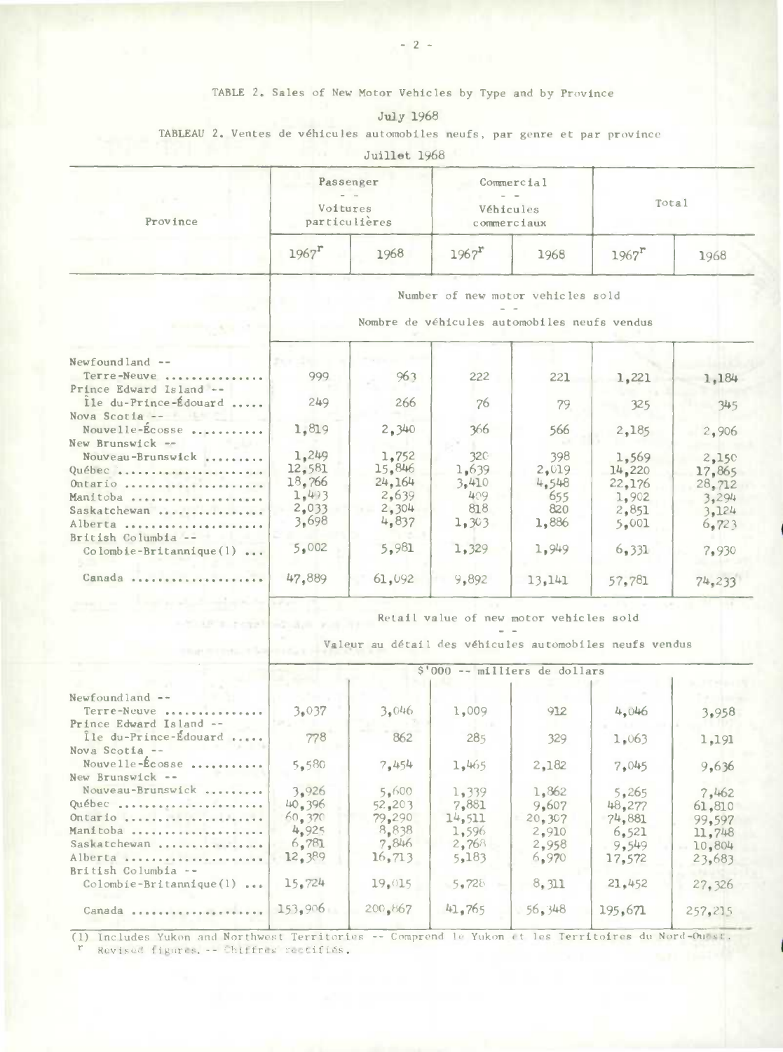TABLE 2. Sales of New Motor Vehicles by Type and by Province

July 1968

TABLEAU 2. Ventes de véhicules automobiles neufs, par genre et par province

Juillet 1968

| Province | Passenger -- Voitures particulières | | Commercial -- Véhicules commerciaux | | Total | |
|---|---|---|---|---|---|---|
| | 1967[r] | 1968 | 1967[r] | 1968 | 1967[r] | 1968 |
| | Number of new motor vehicles sold -- Nombre de véhicules automobiles neufs vendus | | | | | |
| Newfoundland -- Terre-Neuve | 999 | 963 | 222 | 221 | 1,221 | 1,184 |
| Prince Edward Island -- Île du-Prince-Édouard | 249 | 266 | 76 | 79 | 325 | 345 |
| Nova Scotia -- Nouvelle-Écosse | 1,819 | 2,340 | 366 | 566 | 2,185 | 2,906 |
| New Brunswick -- Nouveau-Brunswick | 1,249 | 1,752 | 320 | 398 | 1,569 | 2,150 |
| Québec | 12,581 | 15,846 | 1,639 | 2,019 | 14,220 | 17,865 |
| Ontario | 18,766 | 24,164 | 3,410 | 4,548 | 22,176 | 28,712 |
| Manitoba | 1,493 | 2,639 | 409 | 655 | 1,902 | 3,294 |
| Saskatchewan | 2,033 | 2,304 | 818 | 820 | 2,851 | 3,124 |
| Alberta | 3,698 | 4,837 | 1,303 | 1,886 | 5,001 | 6,723 |
| British Columbia -- Colombie-Britannique(1) | 5,002 | 5,981 | 1,329 | 1,949 | 6,331 | 7,930 |
| Canada | 47,889 | 61,092 | 9,892 | 13,141 | 57,781 | 74,233 |
| | Retail value of new motor vehicles sold -- Valeur au détail des véhicules automobiles neufs vendus | | | | | |
| | $'000 -- milliers de dollars | | | | | |
| Newfoundland -- Terre-Neuve | 3,037 | 3,046 | 1,009 | 912 | 4,046 | 3,958 |
| Prince Edward Island -- Île du-Prince-Édouard | 778 | 862 | 285 | 329 | 1,063 | 1,191 |
| Nova Scotia -- Nouvelle-Écosse | 5,580 | 7,454 | 1,465 | 2,182 | 7,045 | 9,636 |
| New Brunswick -- Nouveau-Brunswick | 3,926 | 5,600 | 1,339 | 1,862 | 5,265 | 7,462 |
| Québec | 40,396 | 52,203 | 7,881 | 9,607 | 48,277 | 61,810 |
| Ontario | 60,370 | 79,290 | 14,511 | 20,307 | 74,881 | 99,597 |
| Manitoba | 4,925 | 8,838 | 1,596 | 2,910 | 6,521 | 11,748 |
| Saskatchewan | 6,781 | 7,846 | 2,768 | 2,958 | 9,549 | 10,804 |
| Alberta | 12,389 | 16,713 | 5,183 | 6,970 | 17,572 | 23,683 |
| British Columbia -- Colombie-Britannique(1) | 15,724 | 19,015 | 5,728 | 8,311 | 21,452 | 27,326 |
| Canada | 153,906 | 200,867 | 41,765 | 56,348 | 195,671 | 257,215 |

(1) Includes Yukon and Northwest Territories -- Comprend le Yukon et les Territoires du Nord-Ouest.
r Revised figures. -- Chiffres rectifiés.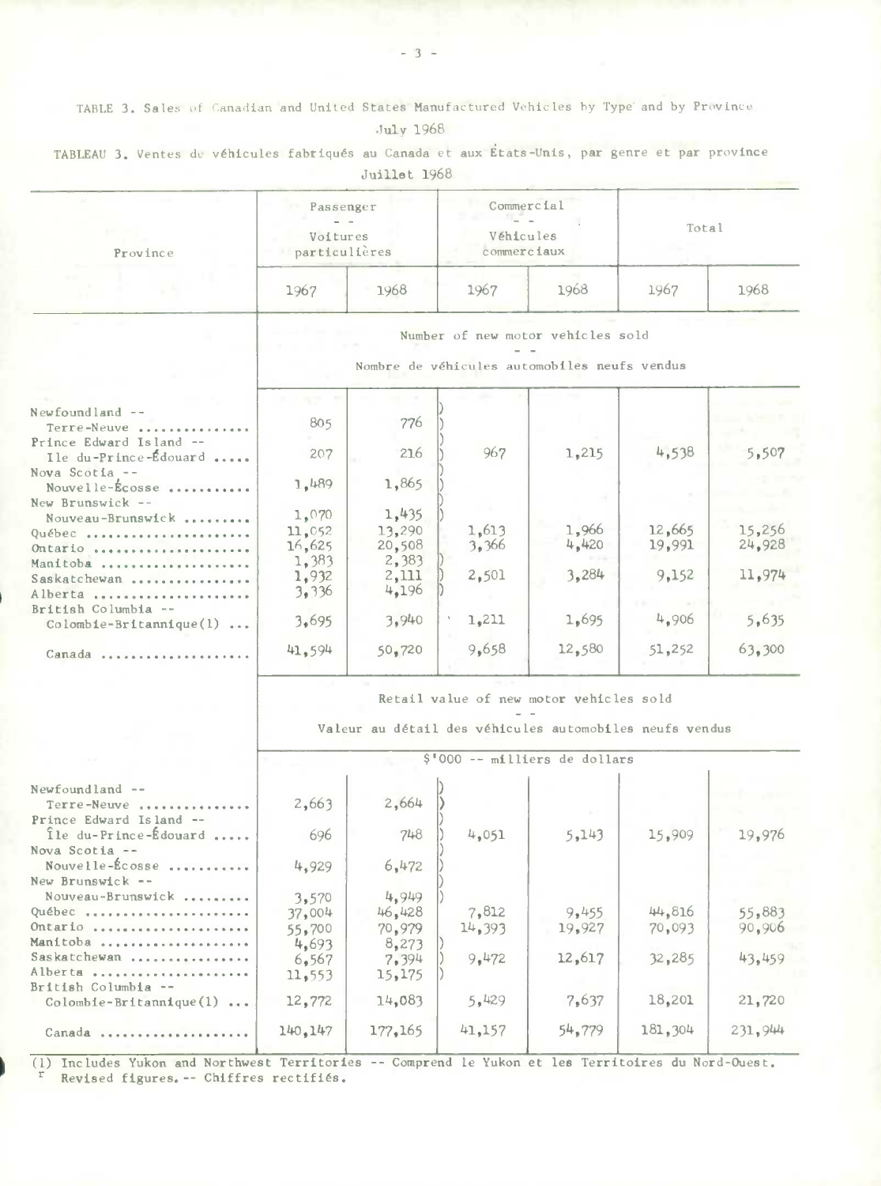TABLE 3. Sales of Canadian and United States Manufactured Vehicles by Type and by Province

July 1968

TABLEAU 3. Ventes de véhicules fabriqués au Canada et aux États-Unis, par genre et par province

Juillet 1968

| Province | Passenger -- Voitures particulières | | Commercial -- Véhicules commerciaux | | Total | |
|---|---|---|---|---|---|---|
| | 1967 | 1968 | 1967 | 1968 | 1967 | 1968 |
| | Number of new motor vehicles sold -- Nombre de véhicules automobiles neufs vendus | | | | | |
| Newfoundland -- Terre-Neuve | 805 | 776 | | | | |
| Prince Edward Island -- Ile du-Prince-Édouard | 207 | 216 | 967 | 1,215 | 4,538 | 5,507 |
| Nova Scotia -- Nouvelle-Écosse | 1,489 | 1,865 | | | | |
| New Brunswick -- Nouveau-Brunswick | 1,070 | 1,435 | | | | |
| Québec | 11,052 | 13,290 | 1,613 | 1,966 | 12,665 | 15,256 |
| Ontario | 16,625 | 20,508 | 3,366 | 4,420 | 19,991 | 24,928 |
| Manitoba | 1,383 | 2,383 | | | | |
| Saskatchewan | 1,932 | 2,111 | 2,501 | 3,284 | 9,152 | 11,974 |
| Alberta | 3,336 | 4,196 | | | | |
| British Columbia -- Colombie-Britannique(1) | 3,695 | 3,940 | 1,211 | 1,695 | 4,906 | 5,635 |
| Canada | 41,594 | 50,720 | 9,658 | 12,580 | 51,252 | 63,300 |
| | Retail value of new motor vehicles sold -- Valeur au détail des véhicules automobiles neufs vendus | | | | | |
| | $'000 -- milliers de dollars | | | | | |
| Newfoundland -- Terre-Neuve | 2,663 | 2,664 | | | | |
| Prince Edward Island -- Île du-Prince-Édouard | 696 | 748 | 4,051 | 5,143 | 15,909 | 19,976 |
| Nova Scotia -- Nouvelle-Écosse | 4,929 | 6,472 | | | | |
| New Brunswick -- Nouveau-Brunswick | 3,570 | 4,949 | | | | |
| Québec | 37,004 | 46,428 | 7,812 | 9,455 | 44,816 | 55,883 |
| Ontario | 55,700 | 70,979 | 14,393 | 19,927 | 70,093 | 90,906 |
| Manitoba | 4,693 | 8,273 | | | | |
| Saskatchewan | 6,567 | 7,394 | 9,472 | 12,617 | 32,285 | 43,459 |
| Alberta | 11,553 | 15,175 | | | | |
| British Columbia -- Colombie-Britannique(1) | 12,772 | 14,083 | 5,429 | 7,637 | 18,201 | 21,720 |
| Canada | 140,147 | 177,165 | 41,157 | 54,779 | 181,304 | 231,944 |

(1) Includes Yukon and Northwest Territories -- Comprend le Yukon et les Territoires du Nord-Ouest.

r Revised figures. -- Chiffres rectifiés.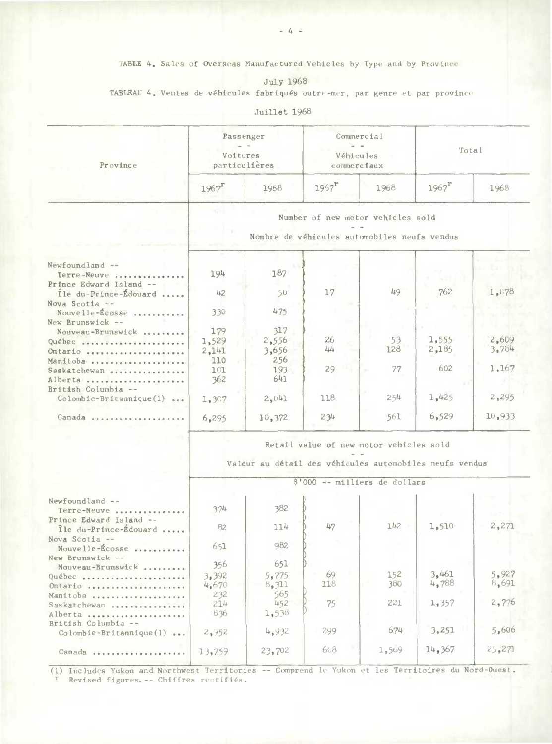TABLE 4. Sales of Overseas Manufactured Vehicles by Type and by Province

July 1968

TABLEAU 4. Ventes de véhicules fabriqués outre-mer, par genre et par province

Juillet 1968

| Province | Passenger -- Voitures particulières | | Commercial -- Véhicules commerciaux | | Total | |
|---|---|---|---|---|---|---|
| | 1967[r] | 1968 | 1967[r] | 1968 | 1967[r] | 1968 |
| | Number of new motor vehicles sold -- Nombre de véhicules automobiles neufs vendus | | | | | |
| Newfoundland -- Terre-Neuve | 194 | 187 | | | | |
| Prince Edward Island -- Île du-Prince-Édouard | 42 | 50 | 17 | 49 | 762 | 1,078 |
| Nova Scotia -- Nouvelle-Écosse | 330 | 475 | | | | |
| New Brunswick -- Nouveau-Brunswick | 179 | 317 | | | | |
| Québec | 1,529 | 2,556 | 26 | 53 | 1,555 | 2,609 |
| Ontario | 2,141 | 3,656 | 44 | 128 | 2,185 | 3,784 |
| Manitoba | 110 | 256 | | | | |
| Saskatchewan | 101 | 193 | 29 | 77 | 602 | 1,167 |
| Alberta | 362 | 641 | | | | |
| British Columbia -- Colombie-Britannique(1) | 1,307 | 2,041 | 118 | 254 | 1,425 | 2,295 |
| Canada | 6,295 | 10,372 | 234 | 561 | 6,529 | 10,933 |
| | Retail value of new motor vehicles sold -- Valeur au détail des véhicules automobiles neufs vendus | | | | | |
| | $'000 -- milliers de dollars | | | | | |
| Newfoundland -- Terre-Neuve | 374 | 382 | | | | |
| Prince Edward Island -- Île du-Prince-Édouard | 82 | 114 | 47 | 142 | 1,510 | 2,271 |
| Nova Scotia -- Nouvelle-Écosse | 651 | 982 | | | | |
| New Brunswick -- Nouveau-Brunswick | 356 | 651 | | | | |
| Québec | 3,392 | 5,775 | 69 | 152 | 3,461 | 5,927 |
| Ontario | 4,670 | 8,311 | 118 | 380 | 4,788 | 8,691 |
| Manitoba | 232 | 565 | | | | |
| Saskatchewan | 214 | 452 | 75 | 221 | 1,357 | 2,776 |
| Alberta | 836 | 1,538 | | | | |
| British Columbia -- Colombie-Britannique(1) | 2,952 | 4,932 | 299 | 674 | 3,251 | 5,606 |
| Canada | 13,759 | 23,702 | 608 | 1,569 | 14,367 | 25,271 |

(1) Includes Yukon and Northwest Territories -- Comprend le Yukon et les Territoires du Nord-Ouest.

r Revised figures. -- Chiffres rectifiés.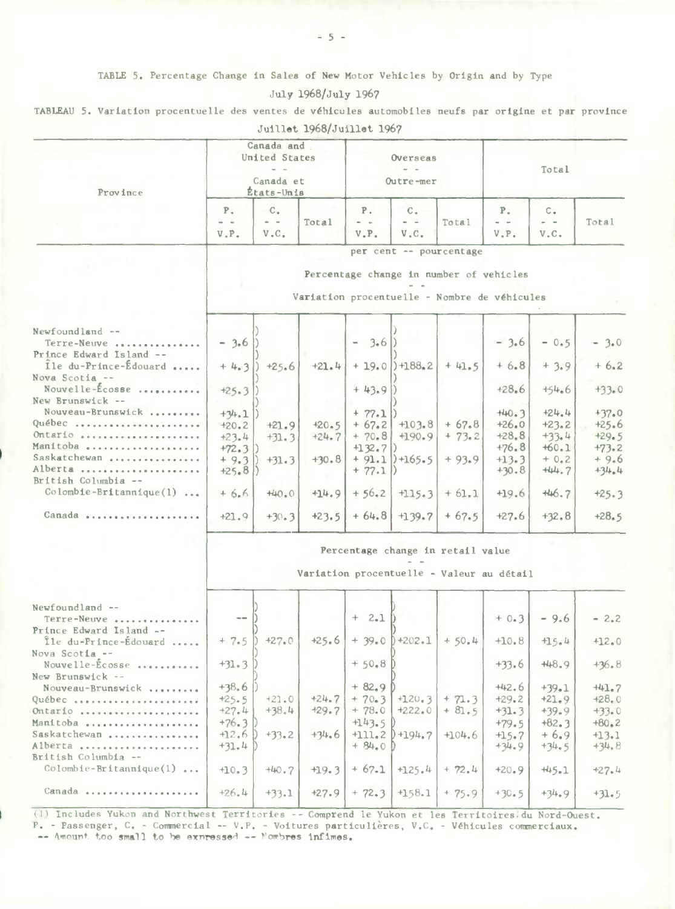TABLE 5. Percentage Change in Sales of New Motor Vehicles by Origin and by Type

July 1968/July 1967

TABLEAU 5. Variation procentuelle des ventes de véhicules automobiles neufs par origine et par province

Juillet 1968/Juillet 1967

| Province | Canada and United States -- Canada et États-Unis | | | Overseas -- Outre-mer | | | Total | | |
|---|---|---|---|---|---|---|---|---|---|
| | P. -- V.P. | C. -- V.C. | Total | P. -- V.P. | C. -- V.C. | Total | P. -- V.P. | C. -- V.C. | Total |
| | per cent -- pourcentage | | | | | | | | |
| | Percentage change in number of vehicles -- Variation procentuelle - Nombre de véhicules | | | | | | | | |
| Newfoundland -- Terre-Neuve | - 3.6 | | | - 3.6 | | | - 3.6 | - 0.5 | - 3.0 |
| Prince Edward Island -- Île-du-Prince-Édouard | + 4.3 | +25.6 | +21.4 | + 19.0 | +188.2 | + 41.5 | + 6.8 | + 3.9 | + 6.2 |
| Nova Scotia -- Nouvelle-Écosse | +25.3 | | | + 43.9 | | | +28.6 | +54.6 | +33.0 |
| New Brunswick -- Nouveau-Brunswick | +34.1 | | | + 77.1 | | | +40.3 | +24.4 | +37.0 |
| Québec | +20.2 | +21.9 | +20.5 | + 67.2 | +103.8 | + 67.8 | +26.0 | +23.2 | +25.6 |
| Ontario | +23.4 | +31.3 | +24.7 | + 70.8 | +190.9 | + 73.2 | +28.8 | +33.4 | +29.5 |
| Manitoba | +72.3 | | | +132.7 | | | +76.8 | +60.1 | +73.2 |
| Saskatchewan | + 9.3 | +31.3 | +30.8 | + 91.1 | +165.5 | + 93.9 | +13.3 | + 0.2 | + 9.6 |
| Alberta | +25.8 | | | + 77.1 | | | +30.8 | +44.7 | +34.4 |
| British Columbia -- Colombie-Britannique(1) | + 6.6 | +40.0 | +14.9 | + 56.2 | +115.3 | + 61.1 | +19.6 | +46.7 | +25.3 |
| Canada | +21.9 | +30.3 | +23.5 | + 64.8 | +139.7 | + 67.5 | +27.6 | +32.8 | +28.5 |
| | Percentage change in retail value -- Variation procentuelle - Valeur au détail | | | | | | | | |
| Newfoundland -- Terre-Neuve | -- | | | + 2.1 | | | + 0.3 | - 9.6 | - 2.2 |
| Prince Edward Island -- Île-du-Prince-Édouard | + 7.5 | +27.0 | +25.6 | + 39.0 | +202.1 | + 50.4 | +10.8 | +15.4 | +12.0 |
| Nova Scotia -- Nouvelle-Écosse | +31.3 | | | + 50.8 | | | +33.6 | +48.9 | +36.8 |
| New Brunswick -- Nouveau-Brunswick | +38.6 | | | + 82.9 | | | +42.6 | +39.1 | +41.7 |
| Québec | +25.5 | +21.0 | +24.7 | + 70.3 | +120.3 | + 71.3 | +29.2 | +21.9 | +28.0 |
| Ontario | +27.4 | +38.4 | +29.7 | + 78.0 | +222.0 | + 81.5 | +31.3 | +39.9 | +33.0 |
| Manitoba | +76.3 | | | +143.5 | | | +79.5 | +82.3 | +80.2 |
| Saskatchewan | +12.6 | +33.2 | +34.6 | +111.2 | +194.7 | +104.6 | +15.7 | + 6.9 | +13.1 |
| Alberta | +31.4 | | | + 84.0 | | | +34.9 | +34.5 | +34.8 |
| British Columbia -- Colombie-Britannique(1) | +10.3 | +40.7 | +19.3 | + 67.1 | +125.4 | + 72.4 | +20.9 | +45.1 | +27.4 |
| Canada | +26.4 | +33.1 | +27.9 | + 72.3 | +158.1 | + 75.9 | +30.5 | +34.9 | +31.5 |

(1) Includes Yukon and Northwest Territories -- Comprend le Yukon et les Territoires du Nord-Ouest.
P. - Passenger, C. - Commercial -- V.P. - Voitures particulières, V.C. - Véhicules commerciaux.
-- Amount too small to be expressed -- Nombres infimes.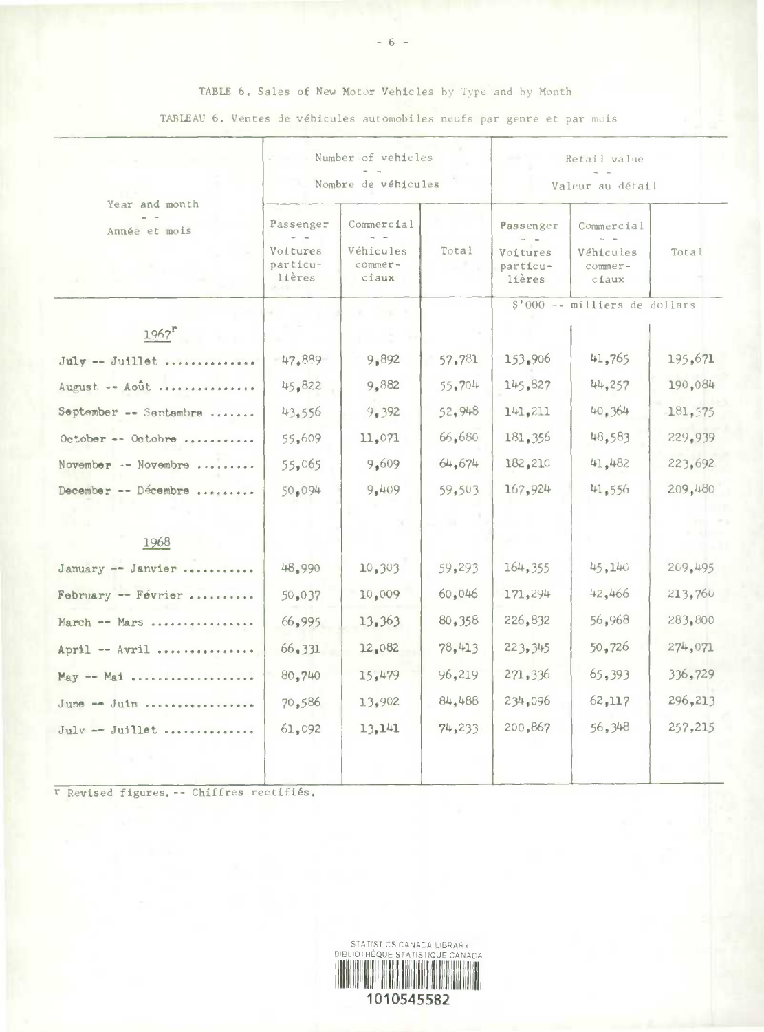TABLE 6. Sales of New Motor Vehicles by Type and by Month

TABLEAU 6. Ventes de véhicules automobiles neufs par genre et par mois

| Year and month -- Année et mois | Number of vehicles -- Nombre de véhicules | | | Retail value -- Valeur au détail | | |
|---|---|---|---|---|---|---|
| | Passenger -- Voitures particulières | Commercial -- Véhicules commerciaux | Total | Passenger -- Voitures particulières | Commercial -- Véhicules commerciaux | Total |
| | | | | $'000 -- milliers de dollars | | |
| **1967**[r] | | | | | | |
| July -- Juillet | 47,889 | 9,892 | 57,781 | 153,906 | 41,765 | 195,671 |
| August -- Août | 45,822 | 9,882 | 55,704 | 145,827 | 44,257 | 190,084 |
| September -- Septembre | 43,556 | 9,392 | 52,948 | 141,211 | 40,364 | 181,575 |
| October -- Octobre | 55,609 | 11,071 | 66,680 | 181,356 | 48,583 | 229,939 |
| November -- Novembre | 55,065 | 9,609 | 64,674 | 182,210 | 41,482 | 223,692 |
| December -- Décembre | 50,094 | 9,409 | 59,503 | 167,924 | 41,556 | 209,480 |
| **1968** | | | | | | |
| January -- Janvier | 48,990 | 10,303 | 59,293 | 164,355 | 45,140 | 209,495 |
| February -- Février | 50,037 | 10,009 | 60,046 | 171,294 | 42,466 | 213,760 |
| March -- Mars | 66,995 | 13,363 | 80,358 | 226,832 | 56,968 | 283,800 |
| April -- Avril | 66,331 | 12,082 | 78,413 | 223,345 | 50,726 | 274,071 |
| May -- Mai | 80,740 | 15,479 | 96,219 | 271,336 | 65,393 | 336,729 |
| June -- Juin | 70,586 | 13,902 | 84,488 | 234,096 | 62,117 | 296,213 |
| July -- Juillet | 61,092 | 13,141 | 74,233 | 200,867 | 56,348 | 257,215 |

r Revised figures. -- Chiffres rectifiés.

STATISTICS CANADA LIBRARY
BIBLIOTHÈQUE STATISTIQUE CANADA
1010545582